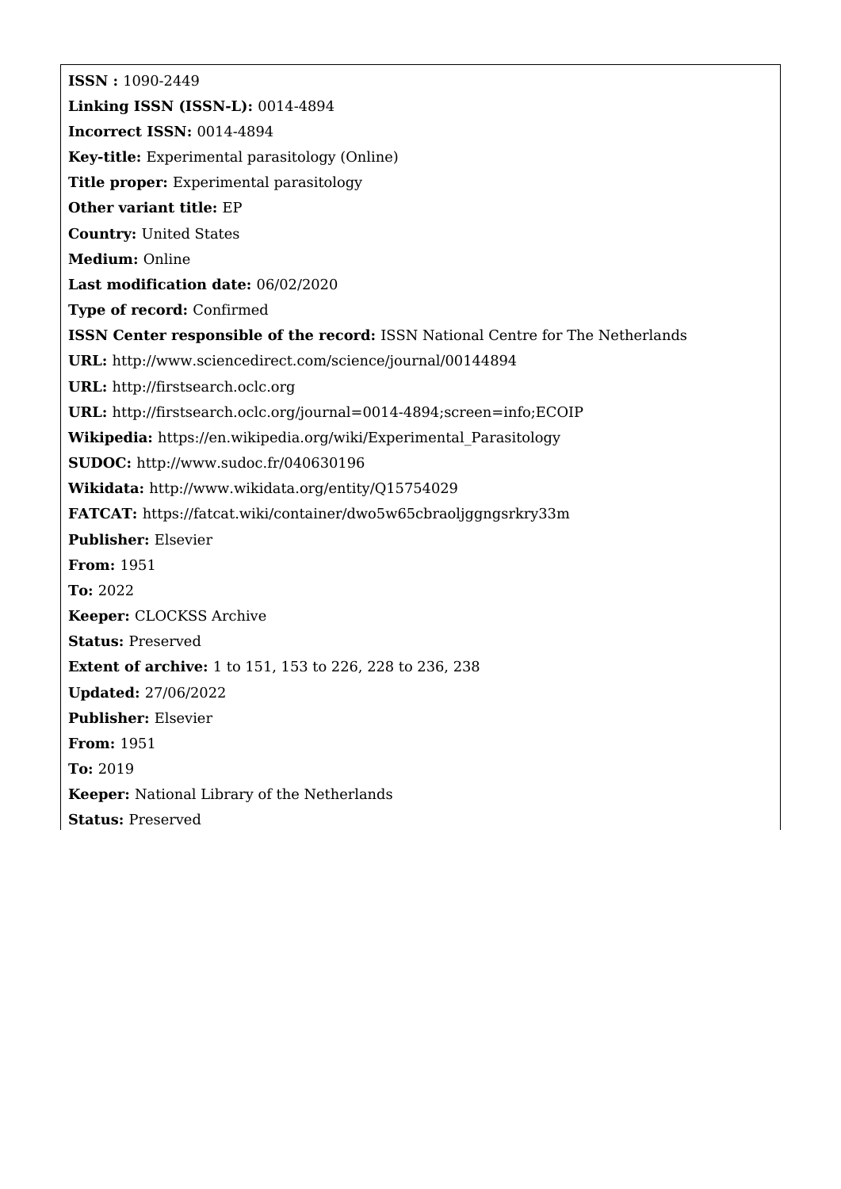**ISSN :** 1090-2449

**Linking ISSN (ISSN-L):** 0014-4894

**Incorrect ISSN:** 0014-4894

**Key-title:** Experimental parasitology (Online)

**Title proper:** Experimental parasitology

**Other variant title:** EP

**Country:** United States

**Medium:** Online

**Last modification date:** 06/02/2020

**Type of record:** Confirmed

**ISSN Center responsible of the record:** ISSN National Centre for The Netherlands

**URL:** http://www.sciencedirect.com/science/journal/00144894

**URL:** http://firstsearch.oclc.org

**URL:** http://firstsearch.oclc.org/journal=0014-4894;screen=info;ECOIP

**Wikipedia:** https://en.wikipedia.org/wiki/Experimental_Parasitology

**SUDOC:** http://www.sudoc.fr/040630196

**Wikidata:** http://www.wikidata.org/entity/Q15754029

**FATCAT:** https://fatcat.wiki/container/dwo5w65cbraoljggngsrkry33m

**Publisher:** Elsevier

**From:** 1951

**To:** 2022

**Keeper:** CLOCKSS Archive

**Status:** Preserved

**Extent of archive:** 1 to 151, 153 to 226, 228 to 236, 238

**Updated:** 27/06/2022

**Publisher:** Elsevier

**From:** 1951

**To:** 2019

**Keeper:** National Library of the Netherlands

**Status:** Preserved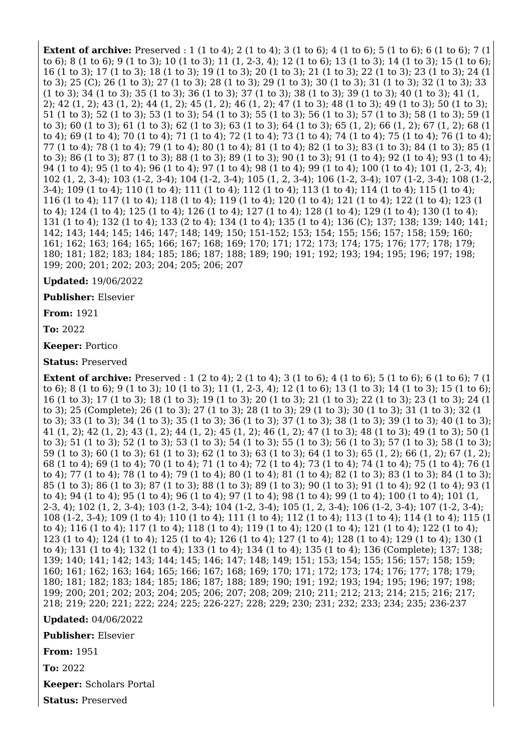**Extent of archive:** Preserved : 1 (1 to 4); 2 (1 to 4); 3 (1 to 6); 4 (1 to 6); 5 (1 to 6); 6 (1 to 6); 7 (1 to 6); 8 (1 to 6); 9 (1 to 3); 10 (1 to 3); 11 (1, 2-3, 4); 12 (1 to 6); 13 (1 to 3); 14 (1 to 3); 15 (1 to 6); 16 (1 to 3); 17 (1 to 3); 18 (1 to 3); 19 (1 to 3); 20 (1 to 3); 21 (1 to 3); 22 (1 to 3); 23 (1 to 3); 24 (1 to 3); 25 (C); 26 (1 to 3); 27 (1 to 3); 28 (1 to 3); 29 (1 to 3); 30 (1 to 3); 31 (1 to 3); 32 (1 to 3); 33 (1 to 3); 34 (1 to 3); 35 (1 to 3); 36 (1 to 3); 37 (1 to 3); 38 (1 to 3); 39 (1 to 3); 40 (1 to 3); 41 (1, 2); 42 (1, 2); 43 (1, 2); 44 (1, 2); 45 (1, 2); 46 (1, 2); 47 (1 to 3); 48 (1 to 3); 49 (1 to 3); 50 (1 to 3); 51 (1 to 3); 52 (1 to 3); 53 (1 to 3); 54 (1 to 3); 55 (1 to 3); 56 (1 to 3); 57 (1 to 3); 58 (1 to 3); 59 (1 to 3); 60 (1 to 3); 61 (1 to 3); 62 (1 to 3); 63 (1 to 3); 64 (1 to 3); 65 (1, 2); 66 (1, 2); 67 (1, 2); 68 (1 to 4); 69 (1 to 4); 70 (1 to 4); 71 (1 to 4); 72 (1 to 4); 73 (1 to 4); 74 (1 to 4); 75 (1 to 4); 76 (1 to 4); 77 (1 to 4); 78 (1 to 4); 79 (1 to 4); 80 (1 to 4); 81 (1 to 4); 82 (1 to 3); 83 (1 to 3); 84 (1 to 3); 85 (1 to 3); 86 (1 to 3); 87 (1 to 3); 88 (1 to 3); 89 (1 to 3); 90 (1 to 3); 91 (1 to 4); 92 (1 to 4); 93 (1 to 4); 94 (1 to 4); 95 (1 to 4); 96 (1 to 4); 97 (1 to 4); 98 (1 to 4); 99 (1 to 4); 100 (1 to 4); 101 (1, 2-3, 4); 102 (1, 2, 3-4); 103 (1-2, 3-4); 104 (1-2, 3-4); 105 (1, 2, 3-4); 106 (1-2, 3-4); 107 (1-2, 3-4); 108 (1-2, 3-4); 109 (1 to 4); 110 (1 to 4); 111 (1 to 4); 112 (1 to 4); 113 (1 to 4); 114 (1 to 4); 115 (1 to 4); 116 (1 to 4); 117 (1 to 4); 118 (1 to 4); 119 (1 to 4); 120 (1 to 4); 121 (1 to 4); 122 (1 to 4); 123 (1 to 4); 124 (1 to 4); 125 (1 to 4); 126 (1 to 4); 127 (1 to 4); 128 (1 to 4); 129 (1 to 4); 130 (1 to 4); 131 (1 to 4); 132 (1 to 4); 133 (2 to 4); 134 (1 to 4); 135 (1 to 4); 136 (C); 137; 138; 139; 140; 141; 142; 143; 144; 145; 146; 147; 148; 149; 150; 151-152; 153; 154; 155; 156; 157; 158; 159; 160; 161; 162; 163; 164; 165; 166; 167; 168; 169; 170; 171; 172; 173; 174; 175; 176; 177; 178; 179; 180; 181; 182; 183; 184; 185; 186; 187; 188; 189; 190; 191; 192; 193; 194; 195; 196; 197; 198; 199; 200; 201; 202; 203; 204; 205; 206; 207

**Updated:** 19/06/2022

**Publisher:** Elsevier

**From:** 1921

**To:** 2022

**Keeper:** Portico

**Status:** Preserved

**Extent of archive:** Preserved : 1 (2 to 4); 2 (1 to 4); 3 (1 to 6); 4 (1 to 6); 5 (1 to 6); 6 (1 to 6); 7 (1 to 6); 8 (1 to 6); 9 (1 to 3); 10 (1 to 3); 11 (1, 2-3, 4); 12 (1 to 6); 13 (1 to 3); 14 (1 to 3); 15 (1 to 6); 16 (1 to 3); 17 (1 to 3); 18 (1 to 3); 19 (1 to 3); 20 (1 to 3); 21 (1 to 3); 22 (1 to 3); 23 (1 to 3); 24 (1 to 3); 25 (Complete); 26 (1 to 3); 27 (1 to 3); 28 (1 to 3); 29 (1 to 3); 30 (1 to 3); 31 (1 to 3); 32 (1 to 3); 33 (1 to 3); 34 (1 to 3); 35 (1 to 3); 36 (1 to 3); 37 (1 to 3); 38 (1 to 3); 39 (1 to 3); 40 (1 to 3); 41 (1, 2); 42 (1, 2); 43 (1, 2); 44 (1, 2); 45 (1, 2); 46 (1, 2); 47 (1 to 3); 48 (1 to 3); 49 (1 to 3); 50 (1 to 3); 51 (1 to 3); 52 (1 to 3); 53 (1 to 3); 54 (1 to 3); 55 (1 to 3); 56 (1 to 3); 57 (1 to 3); 58 (1 to 3); 59 (1 to 3); 60 (1 to 3); 61 (1 to 3); 62 (1 to 3); 63 (1 to 3); 64 (1 to 3); 65 (1, 2); 66 (1, 2); 67 (1, 2); 68 (1 to 4); 69 (1 to 4); 70 (1 to 4); 71 (1 to 4); 72 (1 to 4); 73 (1 to 4); 74 (1 to 4); 75 (1 to 4); 76 (1 to 4); 77 (1 to 4); 78 (1 to 4); 79 (1 to 4); 80 (1 to 4); 81 (1 to 4); 82 (1 to 3); 83 (1 to 3); 84 (1 to 3); 85 (1 to 3); 86 (1 to 3); 87 (1 to 3); 88 (1 to 3); 89 (1 to 3); 90 (1 to 3); 91 (1 to 4); 92 (1 to 4); 93 (1 to 4); 94 (1 to 4); 95 (1 to 4); 96 (1 to 4); 97 (1 to 4); 98 (1 to 4); 99 (1 to 4); 100 (1 to 4); 101 (1, 2-3, 4); 102 (1, 2, 3-4); 103 (1-2, 3-4); 104 (1-2, 3-4); 105 (1, 2, 3-4); 106 (1-2, 3-4); 107 (1-2, 3-4); 108 (1-2, 3-4); 109 (1 to 4); 110 (1 to 4); 111 (1 to 4); 112 (1 to 4); 113 (1 to 4); 114 (1 to 4); 115 (1 to 4); 116 (1 to 4); 117 (1 to 4); 118 (1 to 4); 119 (1 to 4); 120 (1 to 4); 121 (1 to 4); 122 (1 to 4); 123 (1 to 4); 124 (1 to 4); 125 (1 to 4); 126 (1 to 4); 127 (1 to 4); 128 (1 to 4); 129 (1 to 4); 130 (1 to 4); 131 (1 to 4); 132 (1 to 4); 133 (1 to 4); 134 (1 to 4); 135 (1 to 4); 136 (Complete); 137; 138; 139; 140; 141; 142; 143; 144; 145; 146; 147; 148; 149; 151; 153; 154; 155; 156; 157; 158; 159; 160; 161; 162; 163; 164; 165; 166; 167; 168; 169; 170; 171; 172; 173; 174; 176; 177; 178; 179; 180; 181; 182; 183; 184; 185; 186; 187; 188; 189; 190; 191; 192; 193; 194; 195; 196; 197; 198; 199; 200; 201; 202; 203; 204; 205; 206; 207; 208; 209; 210; 211; 212; 213; 214; 215; 216; 217; 218; 219; 220; 221; 222; 224; 225; 226-227; 228; 229; 230; 231; 232; 233; 234; 235; 236-237

**Updated:** 04/06/2022

**Publisher:** Elsevier

**From:** 1951

**To:** 2022

**Keeper:** Scholars Portal

**Status:** Preserved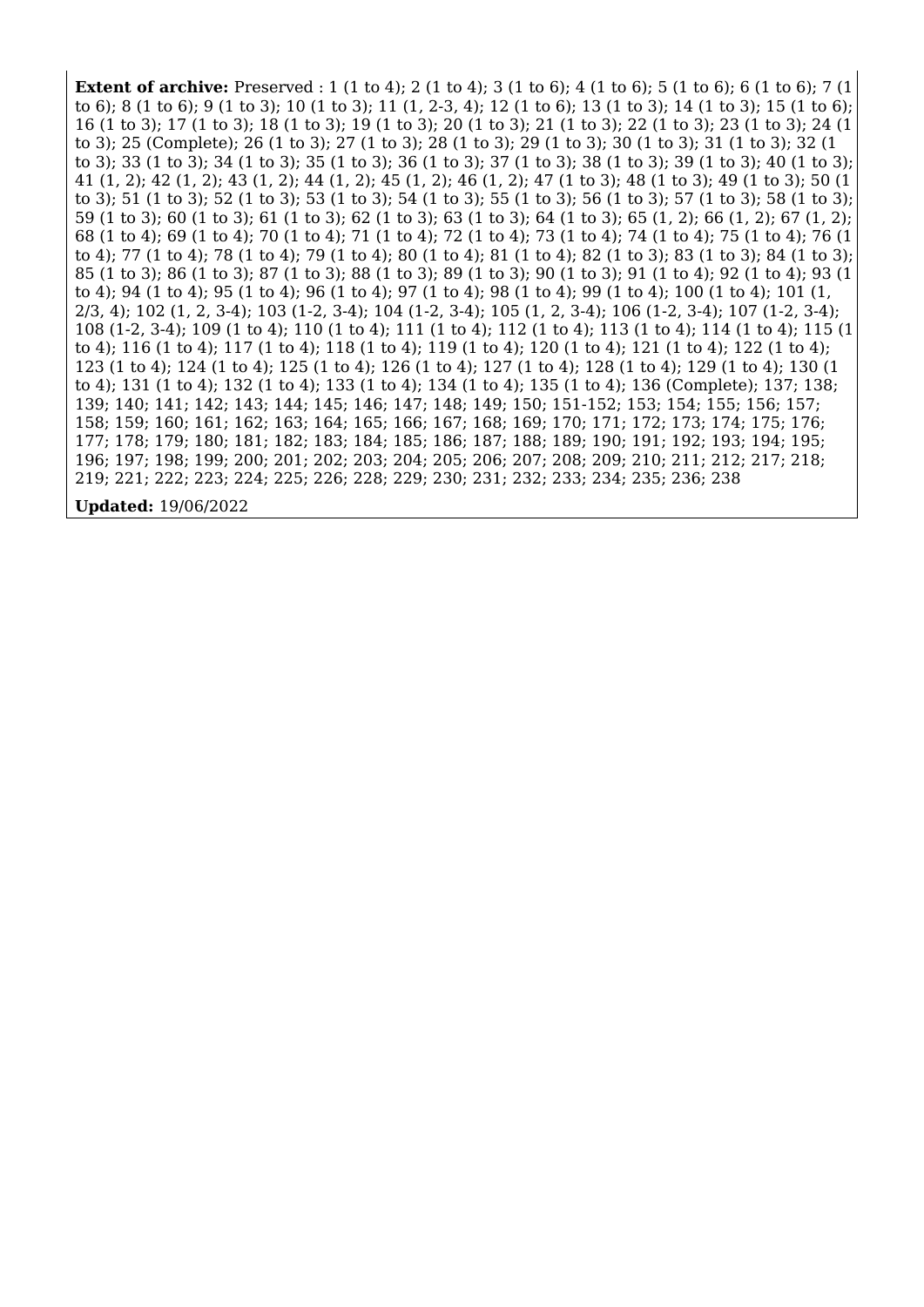**Extent of archive:** Preserved : 1 (1 to 4); 2 (1 to 4); 3 (1 to 6); 4 (1 to 6); 5 (1 to 6); 6 (1 to 6); 7 (1 to 6); 8 (1 to 6); 9 (1 to 3); 10 (1 to 3); 11 (1, 2-3, 4); 12 (1 to 6); 13 (1 to 3); 14 (1 to 3); 15 (1 to 6); 16 (1 to 3); 17 (1 to 3); 18 (1 to 3); 19 (1 to 3); 20 (1 to 3); 21 (1 to 3); 22 (1 to 3); 23 (1 to 3); 24 (1 to 3); 25 (Complete); 26 (1 to 3); 27 (1 to 3); 28 (1 to 3); 29 (1 to 3); 30 (1 to 3); 31 (1 to 3); 32 (1 to 3); 33 (1 to 3); 34 (1 to 3); 35 (1 to 3); 36 (1 to 3); 37 (1 to 3); 38 (1 to 3); 39 (1 to 3); 40 (1 to 3); 41 (1, 2); 42 (1, 2); 43 (1, 2); 44 (1, 2); 45 (1, 2); 46 (1, 2); 47 (1 to 3); 48 (1 to 3); 49 (1 to 3); 50 (1 to 3); 51 (1 to 3); 52 (1 to 3); 53 (1 to 3); 54 (1 to 3); 55 (1 to 3); 56 (1 to 3); 57 (1 to 3); 58 (1 to 3); 59 (1 to 3); 60 (1 to 3); 61 (1 to 3); 62 (1 to 3); 63 (1 to 3); 64 (1 to 3); 65 (1, 2); 66 (1, 2); 67 (1, 2); 68 (1 to 4); 69 (1 to 4); 70 (1 to 4); 71 (1 to 4); 72 (1 to 4); 73 (1 to 4); 74 (1 to 4); 75 (1 to 4); 76 (1 to 4); 77 (1 to 4); 78 (1 to 4); 79 (1 to 4); 80 (1 to 4); 81 (1 to 4); 82 (1 to 3); 83 (1 to 3); 84 (1 to 3); 85 (1 to 3); 86 (1 to 3); 87 (1 to 3); 88 (1 to 3); 89 (1 to 3); 90 (1 to 3); 91 (1 to 4); 92 (1 to 4); 93 (1 to 4); 94 (1 to 4); 95 (1 to 4); 96 (1 to 4); 97 (1 to 4); 98 (1 to 4); 99 (1 to 4); 100 (1 to 4); 101 (1, 2/3, 4); 102 (1, 2, 3-4); 103 (1-2, 3-4); 104 (1-2, 3-4); 105 (1, 2, 3-4); 106 (1-2, 3-4); 107 (1-2, 3-4); 108 (1-2, 3-4); 109 (1 to 4); 110 (1 to 4); 111 (1 to 4); 112 (1 to 4); 113 (1 to 4); 114 (1 to 4); 115 (1 to 4); 116 (1 to 4); 117 (1 to 4); 118 (1 to 4); 119 (1 to 4); 120 (1 to 4); 121 (1 to 4); 122 (1 to 4); 123 (1 to 4); 124 (1 to 4); 125 (1 to 4); 126 (1 to 4); 127 (1 to 4); 128 (1 to 4); 129 (1 to 4); 130 (1 to 4); 131 (1 to 4); 132 (1 to 4); 133 (1 to 4); 134 (1 to 4); 135 (1 to 4); 136 (Complete); 137; 138; 139; 140; 141; 142; 143; 144; 145; 146; 147; 148; 149; 150; 151-152; 153; 154; 155; 156; 157; 158; 159; 160; 161; 162; 163; 164; 165; 166; 167; 168; 169; 170; 171; 172; 173; 174; 175; 176; 177; 178; 179; 180; 181; 182; 183; 184; 185; 186; 187; 188; 189; 190; 191; 192; 193; 194; 195; 196; 197; 198; 199; 200; 201; 202; 203; 204; 205; 206; 207; 208; 209; 210; 211; 212; 217; 218; 219; 221; 222; 223; 224; 225; 226; 228; 229; 230; 231; 232; 233; 234; 235; 236; 238

**Updated:** 19/06/2022